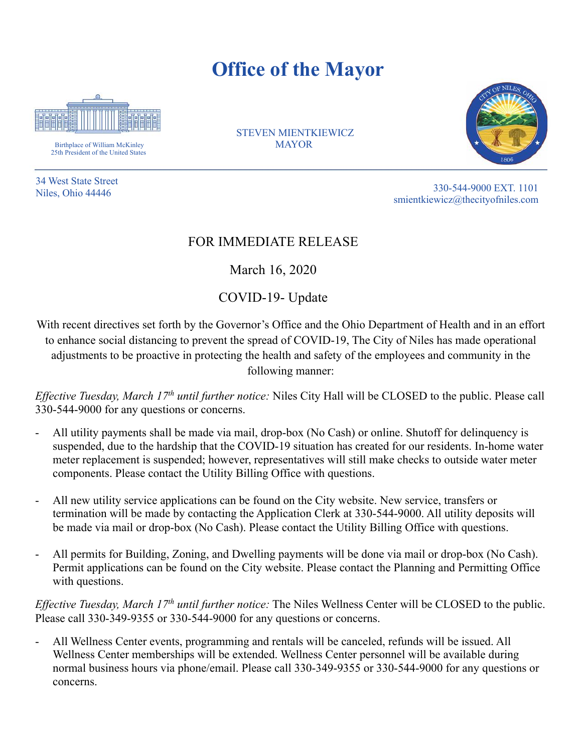# Office of the Mayor

Birthplace of William McKinley
25th President of the United States

STEVEN MIENTKIEWICZ
MAYOR

34 West State Street
Niles, Ohio 44446

330-544-9000 EXT. 1101
smientkiewicz@thecityofniles.com

FOR IMMEDIATE RELEASE

March 16, 2020

COVID-19- Update

With recent directives set forth by the Governor's Office and the Ohio Department of Health and in an effort to enhance social distancing to prevent the spread of COVID-19, The City of Niles has made operational adjustments to be proactive in protecting the health and safety of the employees and community in the following manner:

*Effective Tuesday, March 17th until further notice:* Niles City Hall will be CLOSED to the public. Please call 330-544-9000 for any questions or concerns.

- All utility payments shall be made via mail, drop-box (No Cash) or online. Shutoff for delinquency is suspended, due to the hardship that the COVID-19 situation has created for our residents. In-home water meter replacement is suspended; however, representatives will still make checks to outside water meter components. Please contact the Utility Billing Office with questions.

- All new utility service applications can be found on the City website. New service, transfers or termination will be made by contacting the Application Clerk at 330-544-9000. All utility deposits will be made via mail or drop-box (No Cash). Please contact the Utility Billing Office with questions.

- All permits for Building, Zoning, and Dwelling payments will be done via mail or drop-box (No Cash). Permit applications can be found on the City website. Please contact the Planning and Permitting Office with questions.

*Effective Tuesday, March 17th until further notice:* The Niles Wellness Center will be CLOSED to the public. Please call 330-349-9355 or 330-544-9000 for any questions or concerns.

- All Wellness Center events, programming and rentals will be canceled, refunds will be issued. All Wellness Center memberships will be extended. Wellness Center personnel will be available during normal business hours via phone/email. Please call 330-349-9355 or 330-544-9000 for any questions or concerns.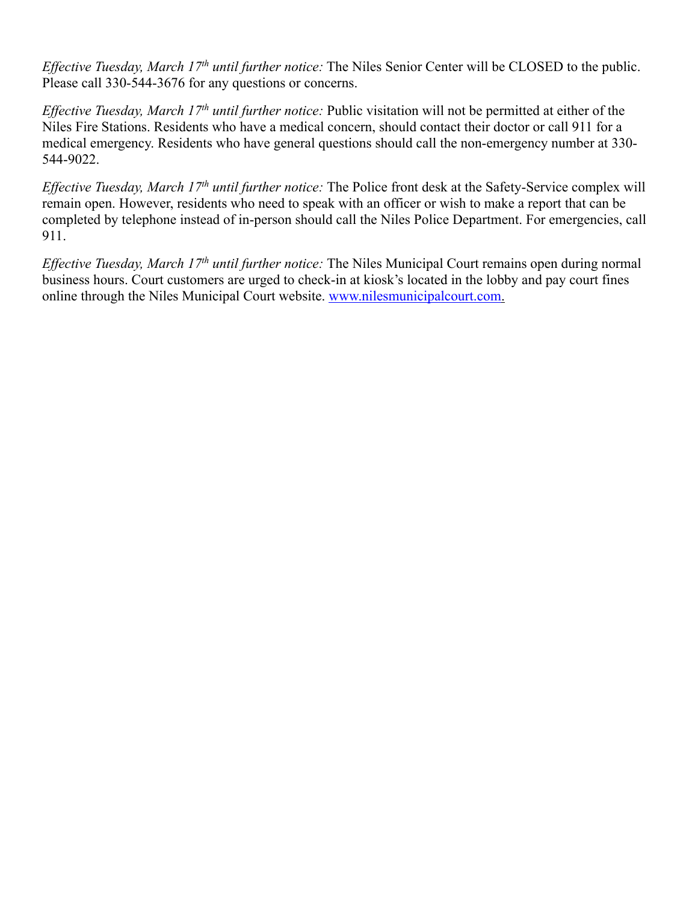*Effective Tuesday, March 17th until further notice:* The Niles Senior Center will be CLOSED to the public. Please call 330-544-3676 for any questions or concerns.

*Effective Tuesday, March 17th until further notice:* Public visitation will not be permitted at either of the Niles Fire Stations. Residents who have a medical concern, should contact their doctor or call 911 for a medical emergency. Residents who have general questions should call the non-emergency number at 330-544-9022.

*Effective Tuesday, March 17th until further notice:* The Police front desk at the Safety-Service complex will remain open. However, residents who need to speak with an officer or wish to make a report that can be completed by telephone instead of in-person should call the Niles Police Department. For emergencies, call 911.

*Effective Tuesday, March 17th until further notice:* The Niles Municipal Court remains open during normal business hours. Court customers are urged to check-in at kiosk's located in the lobby and pay court fines online through the Niles Municipal Court website. [www.nilesmunicipalcourt.com.](http://www.nilesmunicipalcourt.com)